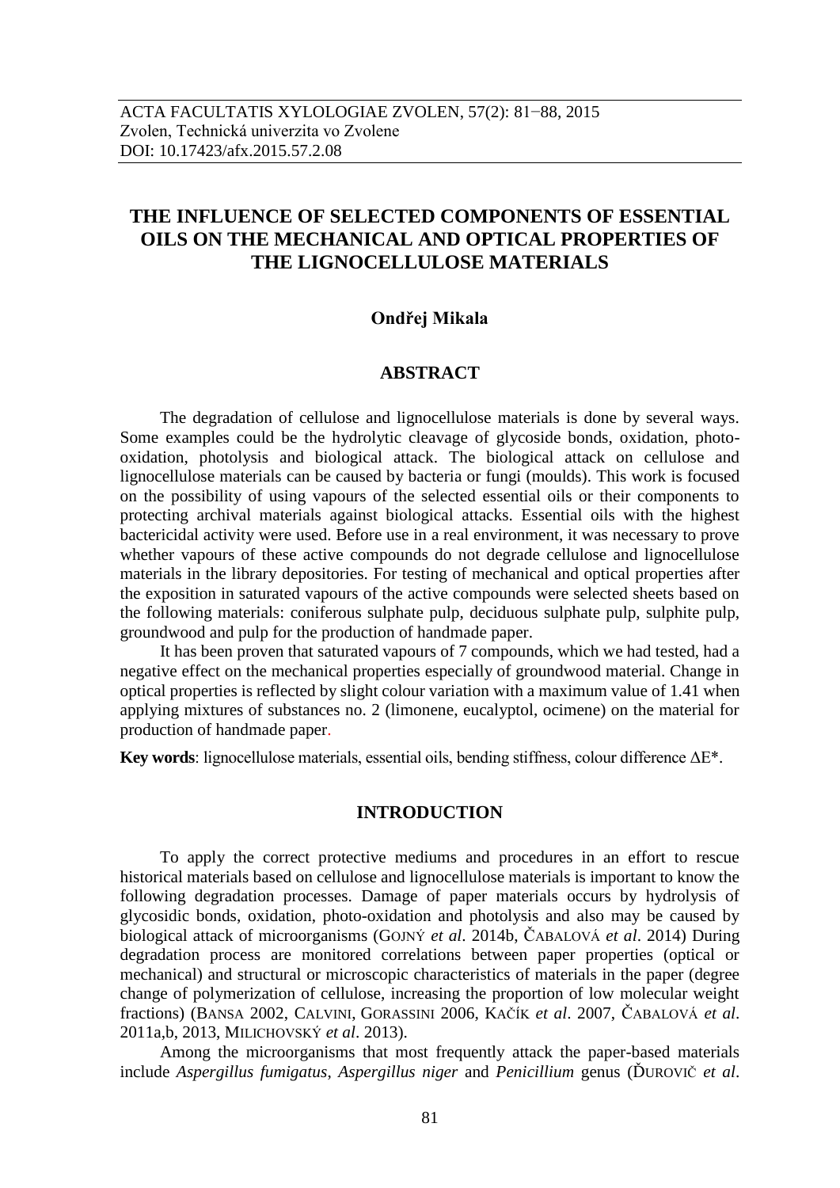ACTA FACULTATIS XYLOLOGIAE ZVOLEN, 57(2): 81−88, 2015
Zvolen, Technická univerzita vo Zvolene
DOI: 10.17423/afx.2015.57.2.08

# THE INFLUENCE OF SELECTED COMPONENTS OF ESSENTIAL OILS ON THE MECHANICAL AND OPTICAL PROPERTIES OF THE LIGNOCELLULOSE MATERIALS

**Ondřej Mikala**

## ABSTRACT

The degradation of cellulose and lignocellulose materials is done by several ways. Some examples could be the hydrolytic cleavage of glycoside bonds, oxidation, photo-oxidation, photolysis and biological attack. The biological attack on cellulose and lignocellulose materials can be caused by bacteria or fungi (moulds). This work is focused on the possibility of using vapours of the selected essential oils or their components to protecting archival materials against biological attacks. Essential oils with the highest bactericidal activity were used. Before use in a real environment, it was necessary to prove whether vapours of these active compounds do not degrade cellulose and lignocellulose materials in the library depositories. For testing of mechanical and optical properties after the exposition in saturated vapours of the active compounds were selected sheets based on the following materials: coniferous sulphate pulp, deciduous sulphate pulp, sulphite pulp, groundwood and pulp for the production of handmade paper.

It has been proven that saturated vapours of 7 compounds, which we had tested, had a negative effect on the mechanical properties especially of groundwood material. Change in optical properties is reflected by slight colour variation with a maximum value of 1.41 when applying mixtures of substances no. 2 (limonene, eucalyptol, ocimene) on the material for production of handmade paper.

**Key words**: lignocellulose materials, essential oils, bending stiffness, colour difference $\Delta E^*$.

## INTRODUCTION

To apply the correct protective mediums and procedures in an effort to rescue historical materials based on cellulose and lignocellulose materials is important to know the following degradation processes. Damage of paper materials occurs by hydrolysis of glycosidic bonds, oxidation, photo-oxidation and photolysis and also may be caused by biological attack of microorganisms (Gojný *et al*. 2014b, Čabalová *et al*. 2014) During degradation process are monitored correlations between paper properties (optical or mechanical) and structural or microscopic characteristics of materials in the paper (degree change of polymerization of cellulose, increasing the proportion of low molecular weight fractions) (Bansa 2002, Calvini, Gorassini 2006, Kačík *et al*. 2007, Čabalová *et al*. 2011a,b, 2013, Milichovský *et al*. 2013).

Among the microorganisms that most frequently attack the paper-based materials include *Aspergillus fumigatus*, *Aspergillus niger* and *Penicillium* genus (Ďurovič *et al*.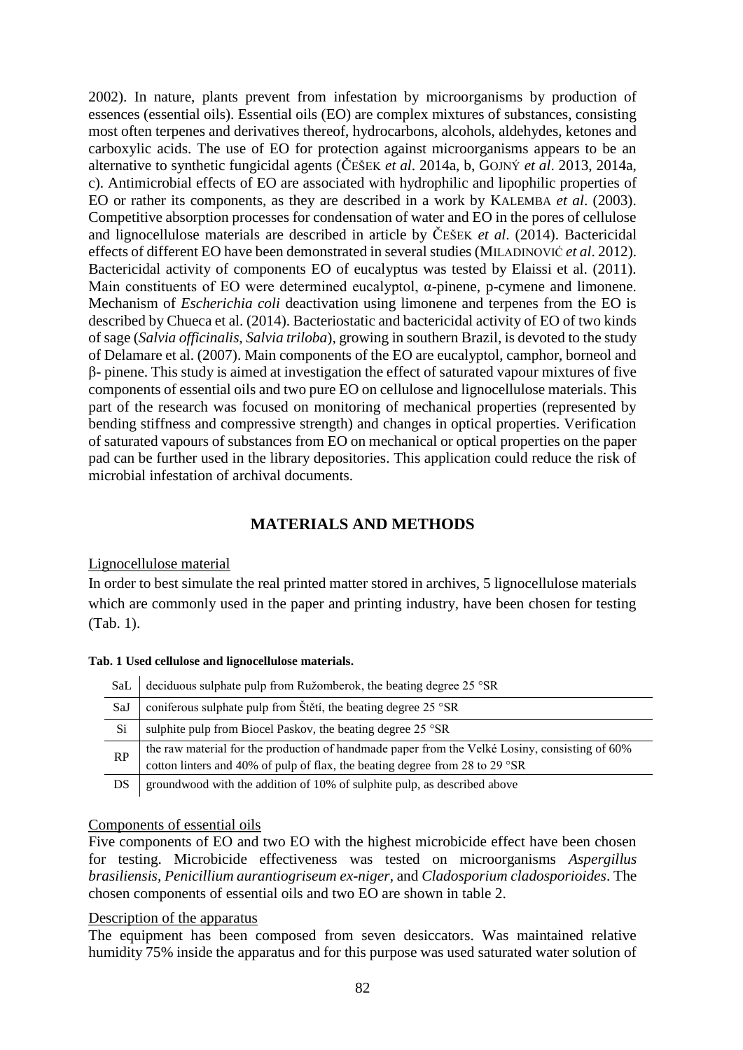2002). In nature, plants prevent from infestation by microorganisms by production of essences (essential oils). Essential oils (EO) are complex mixtures of substances, consisting most often terpenes and derivatives thereof, hydrocarbons, alcohols, aldehydes, ketones and carboxylic acids. The use of EO for protection against microorganisms appears to be an alternative to synthetic fungicidal agents (ČEŠEK *et al*. 2014a, b, GOJNÝ *et al*. 2013, 2014a, c). Antimicrobial effects of EO are associated with hydrophilic and lipophilic properties of EO or rather its components, as they are described in a work by KALEMBA *et al*. (2003). Competitive absorption processes for condensation of water and EO in the pores of cellulose and lignocellulose materials are described in article by ČEŠEK *et al*. (2014). Bactericidal effects of different EO have been demonstrated in several studies (MILADINOVIĆ *et al*. 2012). Bactericidal activity of components EO of eucalyptus was tested by Elaissi et al. (2011). Main constituents of EO were determined eucalyptol, α-pinene, p-cymene and limonene. Mechanism of *Escherichia coli* deactivation using limonene and terpenes from the EO is described by Chueca et al. (2014). Bacteriostatic and bactericidal activity of EO of two kinds of sage (*Salvia officinalis, Salvia triloba*), growing in southern Brazil, is devoted to the study of Delamare et al. (2007). Main components of the EO are eucalyptol, camphor, borneol and β- pinene. This study is aimed at investigation the effect of saturated vapour mixtures of five components of essential oils and two pure EO on cellulose and lignocellulose materials. This part of the research was focused on monitoring of mechanical properties (represented by bending stiffness and compressive strength) and changes in optical properties. Verification of saturated vapours of substances from EO on mechanical or optical properties on the paper pad can be further used in the library depositories. This application could reduce the risk of microbial infestation of archival documents.

## MATERIALS AND METHODS

Lignocellulose material

In order to best simulate the real printed matter stored in archives, 5 lignocellulose materials which are commonly used in the paper and printing industry, have been chosen for testing (Tab. 1).

**Tab. 1 Used cellulose and lignocellulose materials.**

| | |
|---|---|
| SaL | deciduous sulphate pulp from Ružomberok, the beating degree 25 °SR |
| SaJ | coniferous sulphate pulp from Štětí, the beating degree 25 °SR |
| Si | sulphite pulp from Biocel Paskov, the beating degree 25 °SR |
| RP | the raw material for the production of handmade paper from the Velké Losiny, consisting of 60% cotton linters and 40% of pulp of flax, the beating degree from 28 to 29 °SR |
| DS | groundwood with the addition of 10% of sulphite pulp, as described above |

Components of essential oils

Five components of EO and two EO with the highest microbicide effect have been chosen for testing. Microbicide effectiveness was tested on microorganisms *Aspergillus brasiliensis*, *Penicillium aurantiogriseum ex-niger*, and *Cladosporium cladosporioides*. The chosen components of essential oils and two EO are shown in table 2.

Description of the apparatus

The equipment has been composed from seven desiccators. Was maintained relative humidity 75% inside the apparatus and for this purpose was used saturated water solution of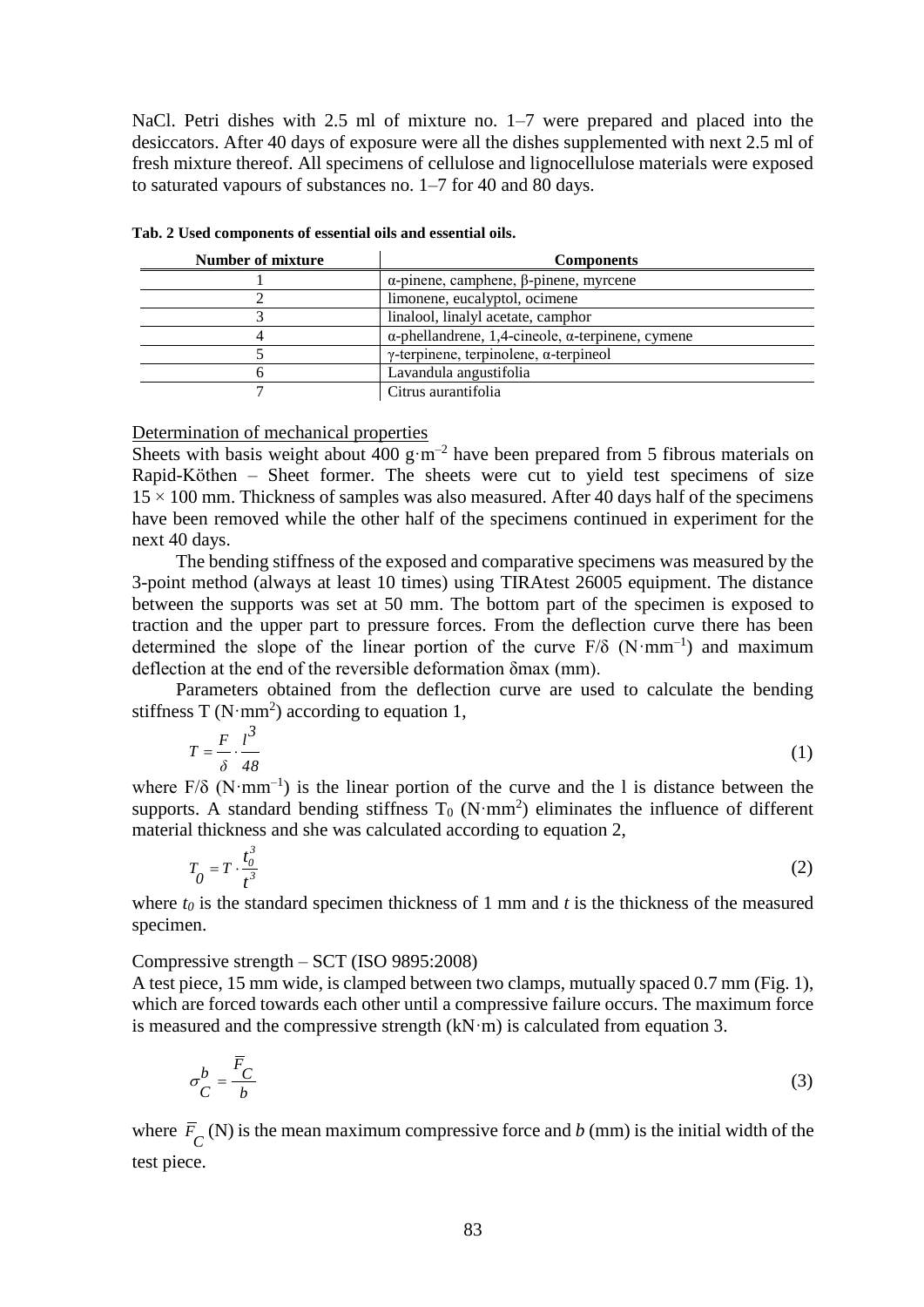NaCl. Petri dishes with 2.5 ml of mixture no. 1–7 were prepared and placed into the desiccators. After 40 days of exposure were all the dishes supplemented with next 2.5 ml of fresh mixture thereof. All specimens of cellulose and lignocellulose materials were exposed to saturated vapours of substances no. 1–7 for 40 and 80 days.

**Tab. 2 Used components of essential oils and essential oils.**

| Number of mixture | Components |
|---|---|
| 1 | α-pinene, camphene, β-pinene, myrcene |
| 2 | limonene, eucalyptol, ocimene |
| 3 | linalool, linalyl acetate, camphor |
| 4 | α-phellandrene, 1,4-cineole, α-terpinene, cymene |
| 5 | γ-terpinene, terpinolene, α-terpineol |
| 6 | Lavandula angustifolia |
| 7 | Citrus aurantifolia |

Determination of mechanical properties

Sheets with basis weight about 400 $g \cdot m^{-2}$ have been prepared from 5 fibrous materials on Rapid-Köthen – Sheet former. The sheets were cut to yield test specimens of size $15 \times 100$ mm. Thickness of samples was also measured. After 40 days half of the specimens have been removed while the other half of the specimens continued in experiment for the next 40 days.

The bending stiffness of the exposed and comparative specimens was measured by the 3-point method (always at least 10 times) using TIRAtest 26005 equipment. The distance between the supports was set at 50 mm. The bottom part of the specimen is exposed to traction and the upper part to pressure forces. From the deflection curve there has been determined the slope of the linear portion of the curve F/δ ($N \cdot mm^{-1}$) and maximum deflection at the end of the reversible deformation δmax (mm).

Parameters obtained from the deflection curve are used to calculate the bending stiffness T ($N \cdot mm^2$) according to equation 1,

$$T = \frac{F}{\delta} \cdot \frac{l^3}{48} \tag{1}$$

where F/δ ($N \cdot mm^{-1}$) is the linear portion of the curve and the l is distance between the supports. A standard bending stiffness $T_0$ ($N \cdot mm^2$) eliminates the influence of different material thickness and she was calculated according to equation 2,

$$T_0 = T \cdot \frac{t_0^3}{t^3} \tag{2}$$

where $t_0$ is the standard specimen thickness of 1 mm and $t$ is the thickness of the measured specimen.

Compressive strength – SCT (ISO 9895:2008)

A test piece, 15 mm wide, is clamped between two clamps, mutually spaced 0.7 mm (Fig. 1), which are forced towards each other until a compressive failure occurs. The maximum force is measured and the compressive strength (kN·m) is calculated from equation 3.

$$\sigma_C^b = \frac{\overline{F}_C}{b} \tag{3}$$

where $\overline{F}_C$ (N) is the mean maximum compressive force and $b$ (mm) is the initial width of the test piece.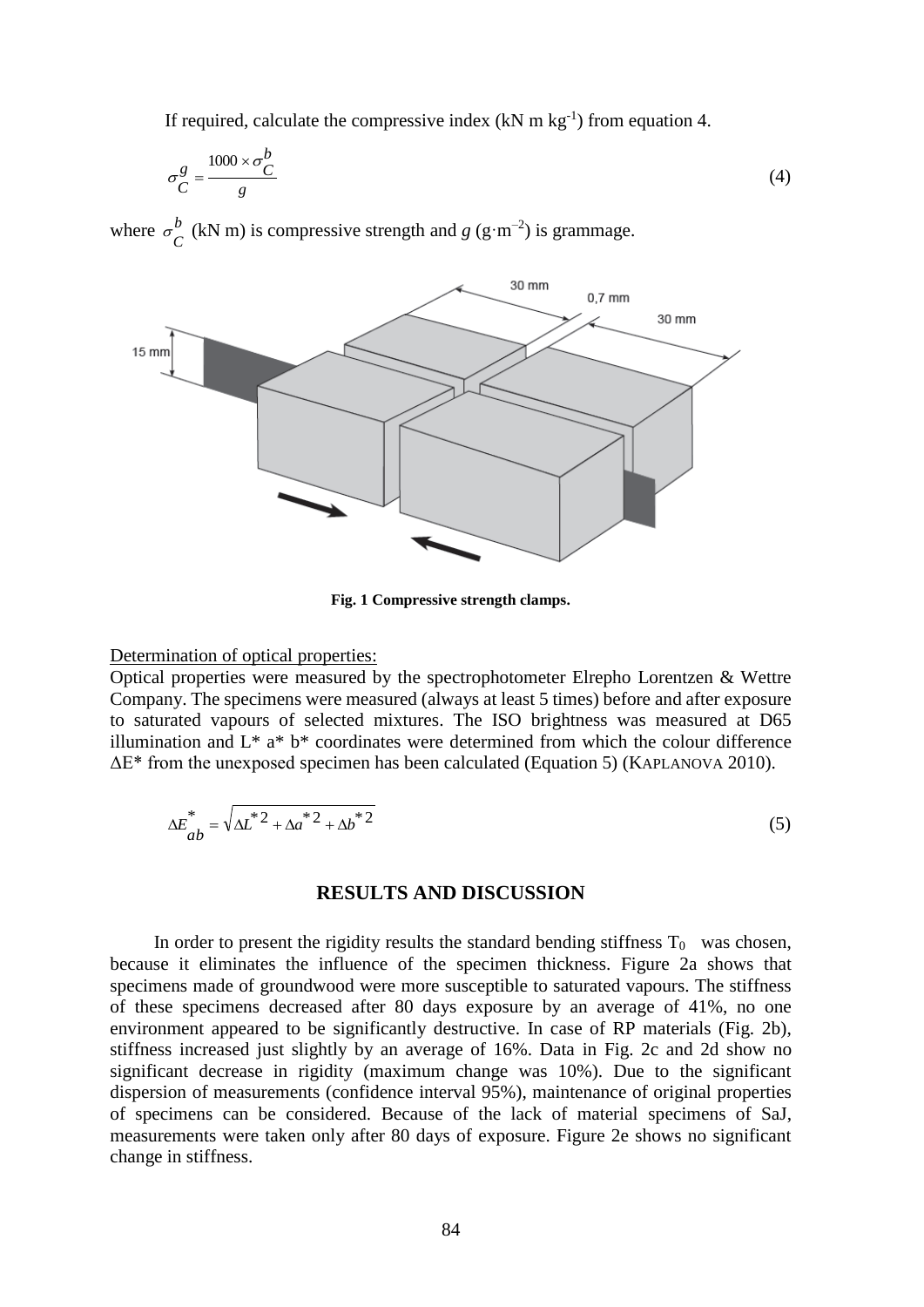If required, calculate the compressive index (kN m kg$^{-1}$) from equation 4.

$$\sigma_C^g = \frac{1000 \times \sigma_C^b}{g} \tag{4}$$

where $\sigma_C^b$ (kN m) is compressive strength and $g$ (g·m$^{-2}$) is grammage.

30 mm

0,7 mm

30 mm

15 mm

**Fig. 1 Compressive strength clamps.**

Determination of optical properties:

Optical properties were measured by the spectrophotometer Elrepho Lorentzen & Wettre Company. The specimens were measured (always at least 5 times) before and after exposure to saturated vapours of selected mixtures. The ISO brightness was measured at D65 illumination and L* a* b* coordinates were determined from which the colour difference ΔE* from the unexposed specimen has been calculated (Equation 5) (KAPLANOVA 2010).

$$\Delta E_{ab}^{*} = \sqrt{\Delta L^{*2} + \Delta a^{*2} + \Delta b^{*2}} \tag{5}$$

## RESULTS AND DISCUSSION

In order to present the rigidity results the standard bending stiffness $T_0$ was chosen, because it eliminates the influence of the specimen thickness. Figure 2a shows that specimens made of groundwood were more susceptible to saturated vapours. The stiffness of these specimens decreased after 80 days exposure by an average of 41%, no one environment appeared to be significantly destructive. In case of RP materials (Fig. 2b), stiffness increased just slightly by an average of 16%. Data in Fig. 2c and 2d show no significant decrease in rigidity (maximum change was 10%). Due to the significant dispersion of measurements (confidence interval 95%), maintenance of original properties of specimens can be considered. Because of the lack of material specimens of SaJ, measurements were taken only after 80 days of exposure. Figure 2e shows no significant change in stiffness.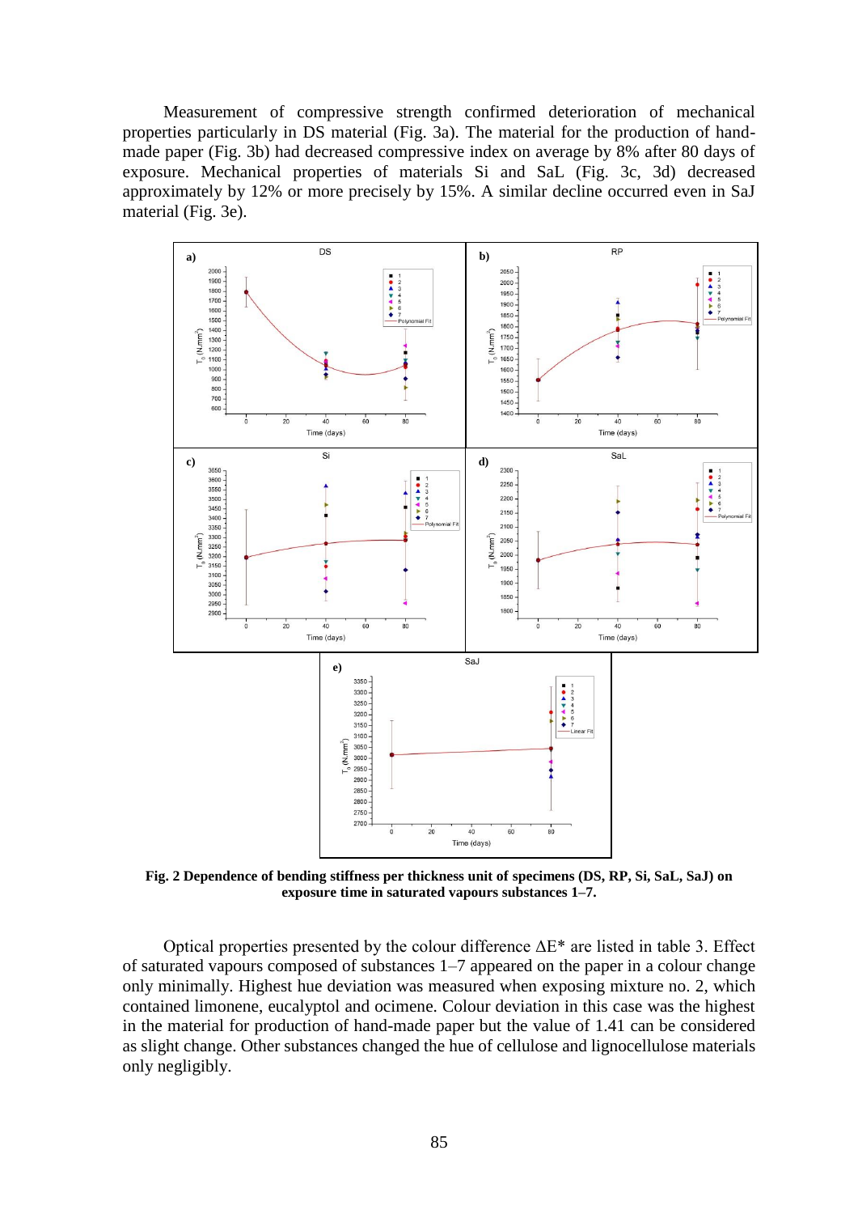Measurement of compressive strength confirmed deterioration of mechanical properties particularly in DS material (Fig. 3a). The material for the production of hand-made paper (Fig. 3b) had decreased compressive index on average by 8% after 80 days of exposure. Mechanical properties of materials Si and SaL (Fig. 3c, 3d) decreased approximately by 12% or more precisely by 15%. A similar decline occurred even in SaJ material (Fig. 3e).

a) DS

$T_0$ (N.mm$^2$)

2000, 1900, 1800, 1700, 1600, 1500, 1400, 1300, 1200, 1100, 1000, 900, 800, 700, 600

Time (days)

0, 20, 40, 60, 80

1, 2, 3, 4, 5, 6, 7, Polynomial Fit

b) RP

$T_0$ (N.mm$^2$)

2050, 2000, 1950, 1900, 1850, 1800, 1750, 1700, 1650, 1600, 1550, 1500, 1450, 1400

Time (days)

0, 20, 40, 60, 80

1, 2, 3, 4, 5, 6, 7, Polynomial Fit

c) Si

$T_0$ (N.mm$^2$)

3650, 3600, 3550, 3500, 3450, 3400, 3350, 3300, 3250, 3200, 3150, 3100, 3050, 3000, 2950, 2900

Time (days)

0, 20, 40, 60, 80

1, 2, 3, 4, 5, 6, 7, Polynomial Fit

d) SaL

$T_0$ (N.mm$^2$)

2300, 2250, 2200, 2150, 2100, 2050, 2000, 1950, 1900, 1850, 1800

Time (days)

0, 20, 40, 60, 80

1, 2, 3, 4, 5, 6, 7, Polynomial Fit

e) SaJ

$T_0$ (N.mm$^2$)

3350, 3300, 3250, 3200, 3150, 3100, 3050, 3000, 2950, 2900, 2850, 2800, 2750, 2700

Time (days)

0, 20, 40, 60, 80

1, 2, 3, 4, 5, 6, 7, Linear Fit

**Fig. 2 Dependence of bending stiffness per thickness unit of specimens (DS, RP, Si, SaL, SaJ) on exposure time in saturated vapours substances 1–7.**

Optical properties presented by the colour difference $\Delta E^*$ are listed in table 3. Effect of saturated vapours composed of substances 1–7 appeared on the paper in a colour change only minimally. Highest hue deviation was measured when exposing mixture no. 2, which contained limonene, eucalyptol and ocimene. Colour deviation in this case was the highest in the material for production of hand-made paper but the value of 1.41 can be considered as slight change. Other substances changed the hue of cellulose and lignocellulose materials only negligibly.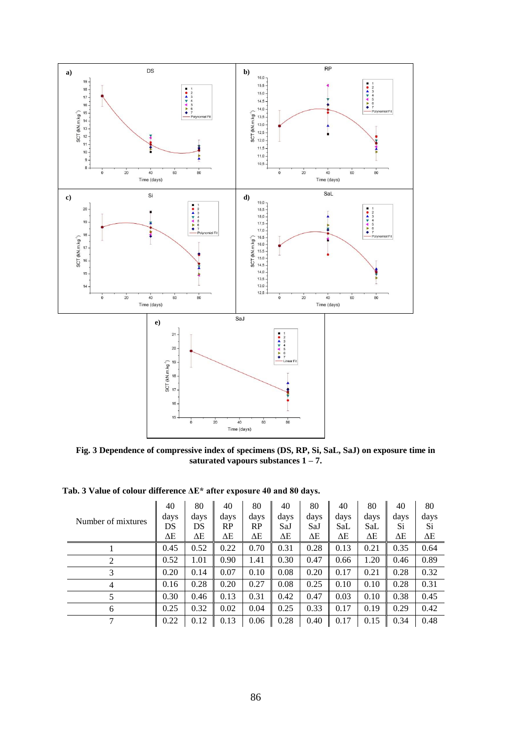a) DS

SCT (kN.m.kg$^{-1}$)

Time (days)

1 2 3 4 5 6 7 Polynomial Fit

b) RP

SCT (kN.m.kg$^{-1}$)

Time (days)

1 2 3 4 5 6 7 Polynomial Fit

c) Si

SCT (kN.m.kg$^{-1}$)

Time (days)

1 2 3 4 5 6 7 Polynomial Fit

d) SaL

SCT (kN.m.kg$^{-1}$)

Time (days)

1 2 3 4 5 6 7 Polynomial Fit

e) SaJ

SCT (kN.m.kg$^{-1}$)

Time (days)

1 2 3 4 5 6 7 Linear Fit

**Fig. 3 Dependence of compressive index of specimens (DS, RP, Si, SaL, SaJ) on exposure time in saturated vapours substances 1 – 7.**

**Tab. 3 Value of colour difference ΔE\* after exposure 40 and 80 days.**

| Number of mixtures | 40 days DS ΔE | 80 days DS ΔE | 40 days RP ΔE | 80 days RP ΔE | 40 days SaJ ΔE | 80 days SaJ ΔE | 40 days SaL ΔE | 80 days SaL ΔE | 40 days Si ΔE | 80 days Si ΔE |
|---|---|---|---|---|---|---|---|---|---|---|
| 1 | 0.45 | 0.52 | 0.22 | 0.70 | 0.31 | 0.28 | 0.13 | 0.21 | 0.35 | 0.64 |
| 2 | 0.52 | 1.01 | 0.90 | 1.41 | 0.30 | 0.47 | 0.66 | 1.20 | 0.46 | 0.89 |
| 3 | 0.20 | 0.14 | 0.07 | 0.10 | 0.08 | 0.20 | 0.17 | 0.21 | 0.28 | 0.32 |
| 4 | 0.16 | 0.28 | 0.20 | 0.27 | 0.08 | 0.25 | 0.10 | 0.10 | 0.28 | 0.31 |
| 5 | 0.30 | 0.46 | 0.13 | 0.31 | 0.42 | 0.47 | 0.03 | 0.10 | 0.38 | 0.45 |
| 6 | 0.25 | 0.32 | 0.02 | 0.04 | 0.25 | 0.33 | 0.17 | 0.19 | 0.29 | 0.42 |
| 7 | 0.22 | 0.12 | 0.13 | 0.06 | 0.28 | 0.40 | 0.17 | 0.15 | 0.34 | 0.48 |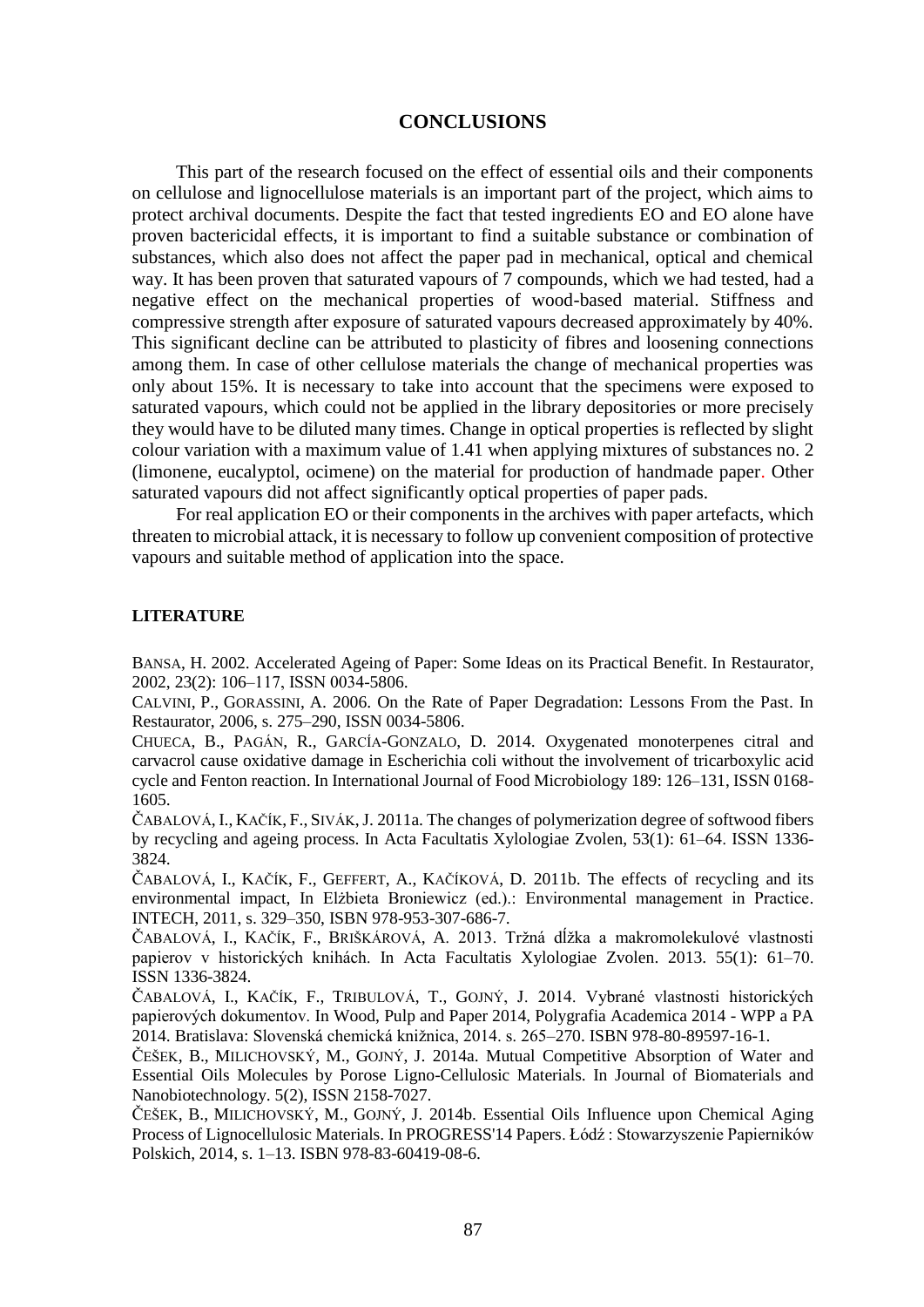## CONCLUSIONS

This part of the research focused on the effect of essential oils and their components on cellulose and lignocellulose materials is an important part of the project, which aims to protect archival documents. Despite the fact that tested ingredients EO and EO alone have proven bactericidal effects, it is important to find a suitable substance or combination of substances, which also does not affect the paper pad in mechanical, optical and chemical way. It has been proven that saturated vapours of 7 compounds, which we had tested, had a negative effect on the mechanical properties of wood-based material. Stiffness and compressive strength after exposure of saturated vapours decreased approximately by 40%. This significant decline can be attributed to plasticity of fibres and loosening connections among them. In case of other cellulose materials the change of mechanical properties was only about 15%. It is necessary to take into account that the specimens were exposed to saturated vapours, which could not be applied in the library depositories or more precisely they would have to be diluted many times. Change in optical properties is reflected by slight colour variation with a maximum value of 1.41 when applying mixtures of substances no. 2 (limonene, eucalyptol, ocimene) on the material for production of handmade paper. Other saturated vapours did not affect significantly optical properties of paper pads.

For real application EO or their components in the archives with paper artefacts, which threaten to microbial attack, it is necessary to follow up convenient composition of protective vapours and suitable method of application into the space.

### LITERATURE

BANSA, H. 2002. Accelerated Ageing of Paper: Some Ideas on its Practical Benefit. In Restaurator, 2002, 23(2): 106–117, ISSN 0034-5806.

CALVINI, P., GORASSINI, A. 2006. On the Rate of Paper Degradation: Lessons From the Past. In Restaurator, 2006, s. 275–290, ISSN 0034-5806.

CHUECA, B., PAGÁN, R., GARCÍA-GONZALO, D. 2014. Oxygenated monoterpenes citral and carvacrol cause oxidative damage in Escherichia coli without the involvement of tricarboxylic acid cycle and Fenton reaction. In International Journal of Food Microbiology 189: 126–131, ISSN 0168-1605.

ČABALOVÁ, I., KAČÍK, F., SIVÁK, J. 2011a. The changes of polymerization degree of softwood fibers by recycling and ageing process. In Acta Facultatis Xylologiae Zvolen, 53(1): 61–64. ISSN 1336-3824.

ČABALOVÁ, I., KAČÍK, F., GEFFERT, A., KAČÍKOVÁ, D. 2011b. The effects of recycling and its environmental impact, In Elżbieta Broniewicz (ed.).: Environmental management in Practice. INTECH, 2011, s. 329–350, ISBN 978-953-307-686-7.

ČABALOVÁ, I., KAČÍK, F., BRIŠKÁROVÁ, A. 2013. Tržná dĺžka a makromolekulové vlastnosti papierov v historických knihách. In Acta Facultatis Xylologiae Zvolen. 2013. 55(1): 61–70. ISSN 1336-3824.

ČABALOVÁ, I., KAČÍK, F., TRIBULOVÁ, T., GOJNÝ, J. 2014. Vybrané vlastnosti historických papierových dokumentov. In Wood, Pulp and Paper 2014, Polygrafia Academica 2014 - WPP a PA 2014. Bratislava: Slovenská chemická knižnica, 2014. s. 265–270. ISBN 978-80-89597-16-1.

ČEŠEK, B., MILICHOVSKÝ, M., GOJNÝ, J. 2014a. Mutual Competitive Absorption of Water and Essential Oils Molecules by Porose Ligno-Cellulosic Materials. In Journal of Biomaterials and Nanobiotechnology. 5(2), ISSN 2158-7027.

ČEŠEK, B., MILICHOVSKÝ, M., GOJNÝ, J. 2014b. Essential Oils Influence upon Chemical Aging Process of Lignocellulosic Materials. In PROGRESS'14 Papers. Łódź : Stowarzyszenie Papierników Polskich, 2014, s. 1–13. ISBN 978-83-60419-08-6.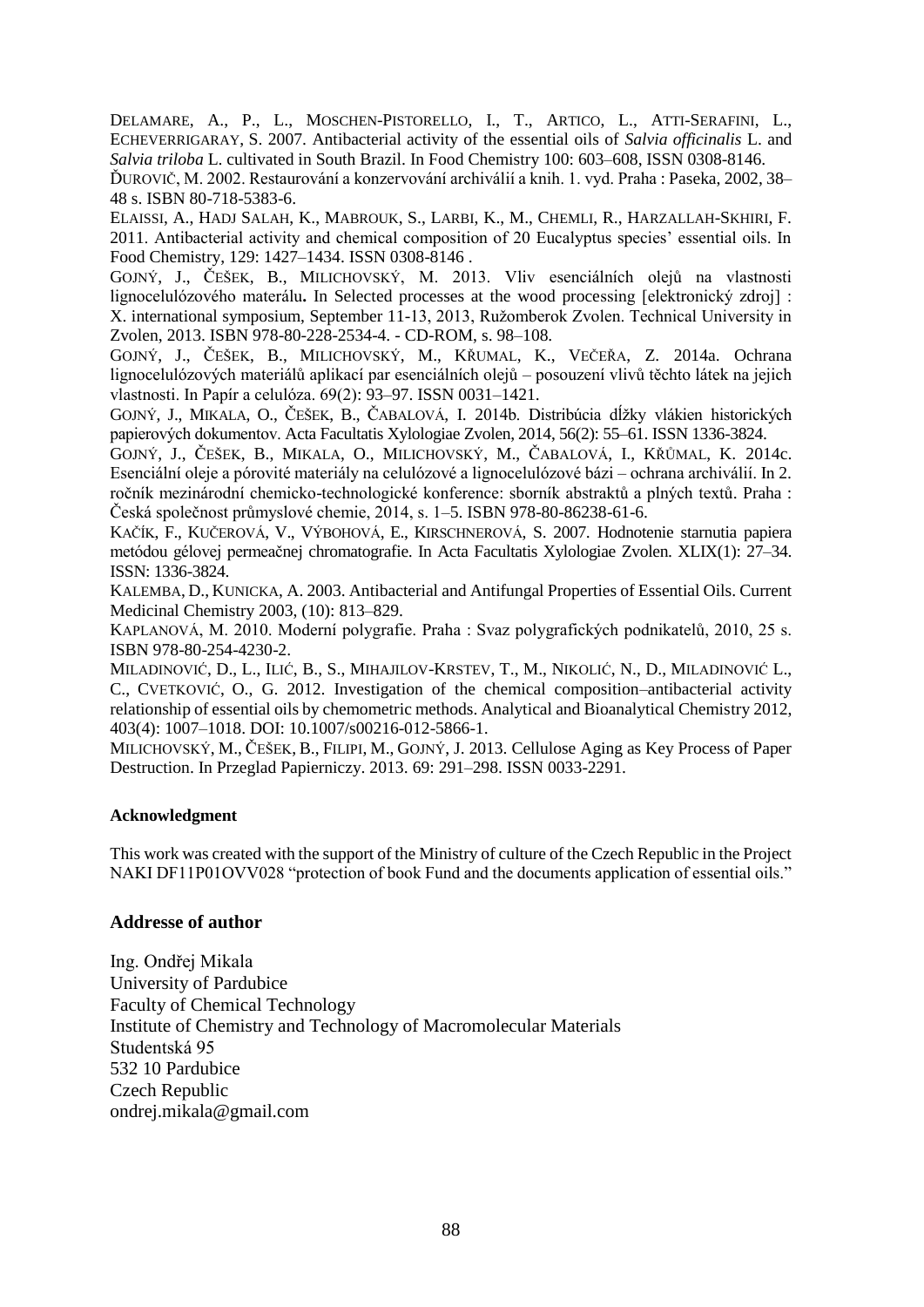DELAMARE, A., P., L., MOSCHEN-PISTORELLO, I., T., ARTICO, L., ATTI-SERAFINI, L., ECHEVERRIGARAY, S. 2007. Antibacterial activity of the essential oils of *Salvia officinalis* L. and *Salvia triloba* L. cultivated in South Brazil. In Food Chemistry 100: 603–608, ISSN 0308-8146.

ĎUROVIČ, M. 2002. Restaurování a konzervování archiválií a knih. 1. vyd. Praha : Paseka, 2002, 38–48 s. ISBN 80-718-5383-6.

ELAISSI, A., HADJ SALAH, K., MABROUK, S., LARBI, K., M., CHEMLI, R., HARZALLAH-SKHIRI, F. 2011. Antibacterial activity and chemical composition of 20 Eucalyptus species' essential oils. In Food Chemistry, 129: 1427–1434. ISSN 0308-8146 .

GOJNÝ, J., ČEŠEK, B., MILICHOVSKÝ, M. 2013. Vliv esenciálních olejů na vlastnosti lignocelulózového materálu**.** In Selected processes at the wood processing [elektronický zdroj] : X. international symposium, September 11-13, 2013, Ružomberok Zvolen. Technical University in Zvolen, 2013. ISBN 978-80-228-2534-4. - CD-ROM, s. 98–108.

GOJNÝ, J., ČEŠEK, B., MILICHOVSKÝ, M., KŘUMAL, K., VEČEŘA, Z. 2014a. Ochrana lignocelulózových materiálů aplikací par esenciálních olejů – posouzení vlivů těchto látek na jejich vlastnosti. In Papír a celulóza. 69(2): 93–97. ISSN 0031–1421.

GOJNÝ, J., MIKALA, O., ČEŠEK, B., ČABALOVÁ, I. 2014b. Distribúcia dĺžky vlákien historických papierových dokumentov. Acta Facultatis Xylologiae Zvolen, 2014, 56(2): 55–61. ISSN 1336-3824.

GOJNÝ, J., ČEŠEK, B., MIKALA, O., MILICHOVSKÝ, M., ČABALOVÁ, I., KŘŮMAL, K. 2014c. Esenciální oleje a pórovité materiály na celulózové a lignocelulózové bázi – ochrana archiválií. In 2. ročník mezinárodní chemicko-technologické konference: sborník abstraktů a plných textů. Praha : Česká společnost průmyslové chemie, 2014, s. 1–5. ISBN 978-80-86238-61-6.

KAČÍK, F., KUČEROVÁ, V., VÝBOHOVÁ, E., KIRSCHNEROVÁ, S. 2007. Hodnotenie starnutia papiera metódou gélovej permeačnej chromatografie. In Acta Facultatis Xylologiae Zvolen. XLIX(1): 27–34. ISSN: 1336-3824.

KALEMBA, D., KUNICKA, A. 2003. Antibacterial and Antifungal Properties of Essential Oils. Current Medicinal Chemistry 2003, (10): 813–829.

KAPLANOVÁ, M. 2010. Moderní polygrafie. Praha : Svaz polygrafických podnikatelů, 2010, 25 s. ISBN 978-80-254-4230-2.

MILADINOVIĆ, D., L., ILIĆ, B., S., MIHAJILOV-KRSTEV, T., M., NIKOLIĆ, N., D., MILADINOVIĆ L., C., CVETKOVIĆ, O., G. 2012. Investigation of the chemical composition–antibacterial activity relationship of essential oils by chemometric methods. Analytical and Bioanalytical Chemistry 2012, 403(4): 1007–1018. DOI: 10.1007/s00216-012-5866-1.

MILICHOVSKÝ, M., ČEŠEK, B., FILIPI, M., GOJNÝ, J. 2013. Cellulose Aging as Key Process of Paper Destruction. In Przeglad Papierniczy. 2013. 69: 291–298. ISSN 0033-2291.

**Acknowledgment**

This work was created with the support of the Ministry of culture of the Czech Republic in the Project NAKI DF11P01OVV028 "protection of book Fund and the documents application of essential oils."

## Addresse of author

Ing. Ondřej Mikala
University of Pardubice
Faculty of Chemical Technology
Institute of Chemistry and Technology of Macromolecular Materials
Studentská 95
532 10 Pardubice
Czech Republic
ondrej.mikala@gmail.com